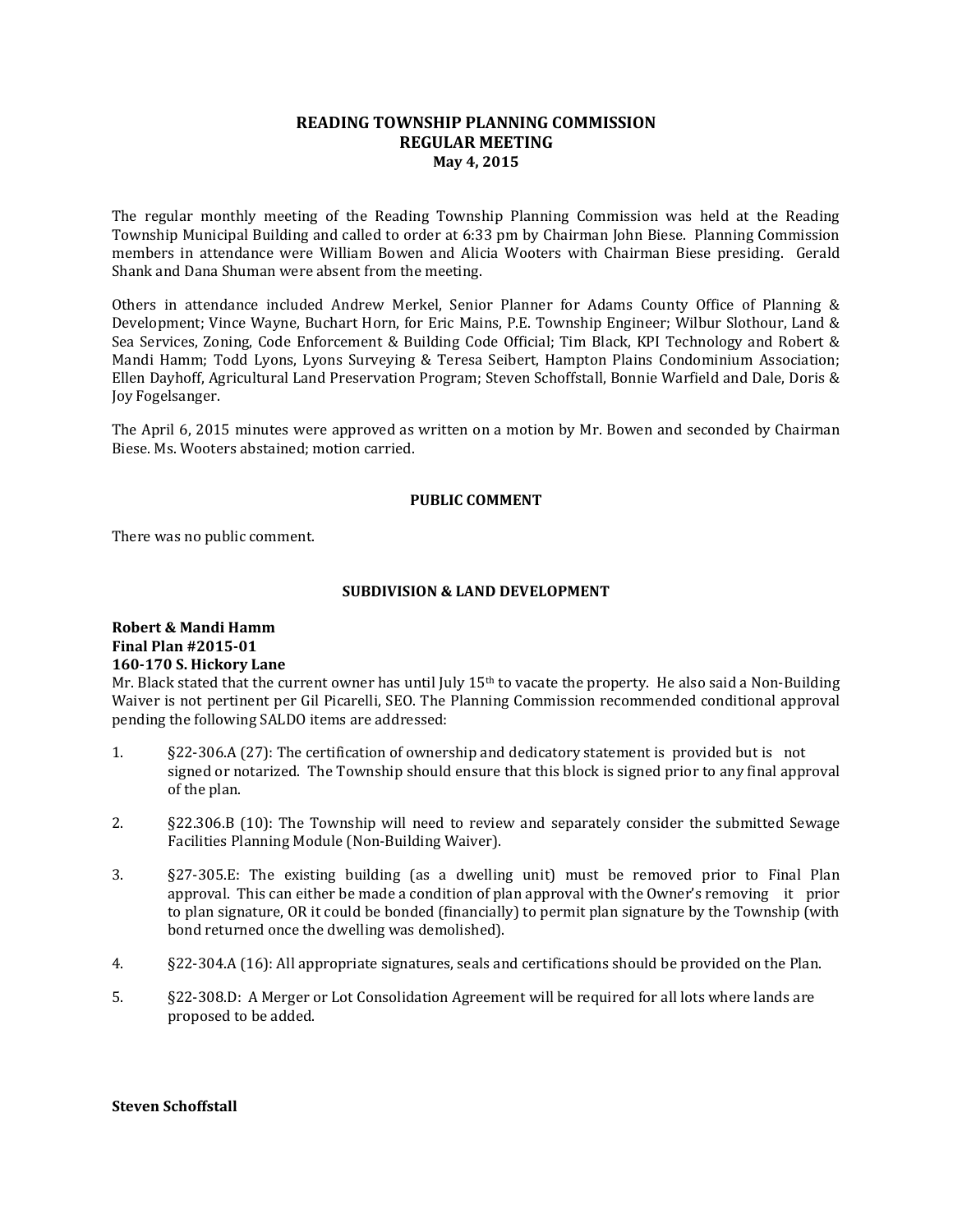# READING TOWNSHIP PLANNING COMMISSION
## REGULAR MEETING
### May 4, 2015

The regular monthly meeting of the Reading Township Planning Commission was held at the Reading Township Municipal Building and called to order at 6:33 pm by Chairman John Biese. Planning Commission members in attendance were William Bowen and Alicia Wooters with Chairman Biese presiding. Gerald Shank and Dana Shuman were absent from the meeting.

Others in attendance included Andrew Merkel, Senior Planner for Adams County Office of Planning & Development; Vince Wayne, Buchart Horn, for Eric Mains, P.E. Township Engineer; Wilbur Slothour, Land & Sea Services, Zoning, Code Enforcement & Building Code Official; Tim Black, KPI Technology and Robert & Mandi Hamm; Todd Lyons, Lyons Surveying & Teresa Seibert, Hampton Plains Condominium Association; Ellen Dayhoff, Agricultural Land Preservation Program; Steven Schoffstall, Bonnie Warfield and Dale, Doris & Joy Fogelsanger.

The April 6, 2015 minutes were approved as written on a motion by Mr. Bowen and seconded by Chairman Biese. Ms. Wooters abstained; motion carried.

**PUBLIC COMMENT**

There was no public comment.

**SUBDIVISION & LAND DEVELOPMENT**

**Robert & Mandi Hamm**
**Final Plan #2015-01**
**160-170 S. Hickory Lane**

Mr. Black stated that the current owner has until July 15th to vacate the property. He also said a Non-Building Waiver is not pertinent per Gil Picarelli, SEO. The Planning Commission recommended conditional approval pending the following SALDO items are addressed:

1. §22-306.A (27): The certification of ownership and dedicatory statement is provided but is not signed or notarized. The Township should ensure that this block is signed prior to any final approval of the plan.
2. §22.306.B (10): The Township will need to review and separately consider the submitted Sewage Facilities Planning Module (Non-Building Waiver).
3. §27-305.E: The existing building (as a dwelling unit) must be removed prior to Final Plan approval. This can either be made a condition of plan approval with the Owner's removing it prior to plan signature, OR it could be bonded (financially) to permit plan signature by the Township (with bond returned once the dwelling was demolished).
4. §22-304.A (16): All appropriate signatures, seals and certifications should be provided on the Plan.
5. §22-308.D: A Merger or Lot Consolidation Agreement will be required for all lots where lands are proposed to be added.

**Steven Schoffstall**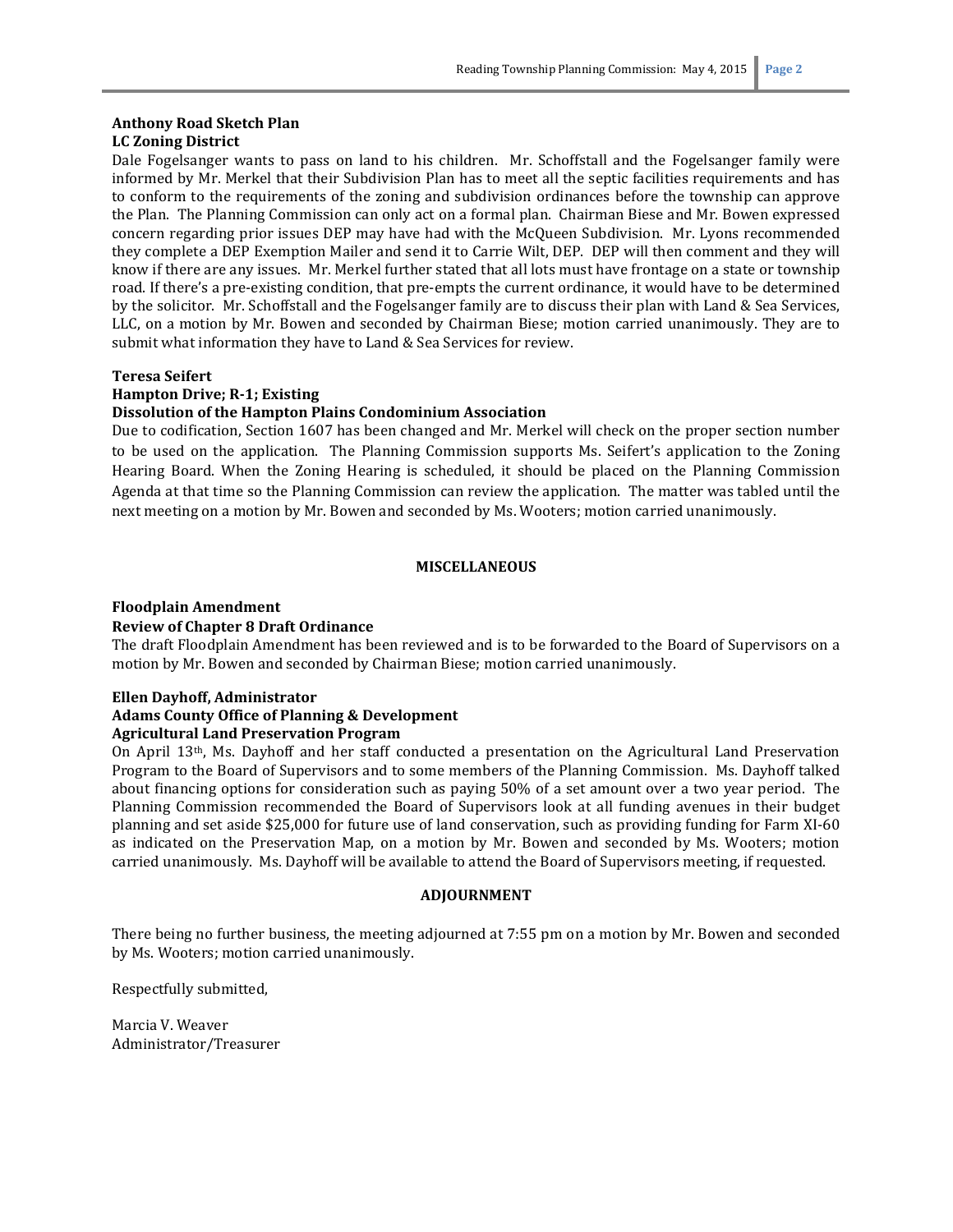**Anthony Road Sketch Plan**
**LC Zoning District**

Dale Fogelsanger wants to pass on land to his children. Mr. Schoffstall and the Fogelsanger family were informed by Mr. Merkel that their Subdivision Plan has to meet all the septic facilities requirements and has to conform to the requirements of the zoning and subdivision ordinances before the township can approve the Plan. The Planning Commission can only act on a formal plan. Chairman Biese and Mr. Bowen expressed concern regarding prior issues DEP may have had with the McQueen Subdivision. Mr. Lyons recommended they complete a DEP Exemption Mailer and send it to Carrie Wilt, DEP. DEP will then comment and they will know if there are any issues. Mr. Merkel further stated that all lots must have frontage on a state or township road. If there's a pre-existing condition, that pre-empts the current ordinance, it would have to be determined by the solicitor. Mr. Schoffstall and the Fogelsanger family are to discuss their plan with Land & Sea Services, LLC, on a motion by Mr. Bowen and seconded by Chairman Biese; motion carried unanimously. They are to submit what information they have to Land & Sea Services for review.

**Teresa Seifert**
**Hampton Drive; R-1; Existing**
**Dissolution of the Hampton Plains Condominium Association**

Due to codification, Section 1607 has been changed and Mr. Merkel will check on the proper section number to be used on the application. The Planning Commission supports Ms. Seifert's application to the Zoning Hearing Board. When the Zoning Hearing is scheduled, it should be placed on the Planning Commission Agenda at that time so the Planning Commission can review the application. The matter was tabled until the next meeting on a motion by Mr. Bowen and seconded by Ms. Wooters; motion carried unanimously.

## MISCELLANEOUS

**Floodplain Amendment**
**Review of Chapter 8 Draft Ordinance**

The draft Floodplain Amendment has been reviewed and is to be forwarded to the Board of Supervisors on a motion by Mr. Bowen and seconded by Chairman Biese; motion carried unanimously.

**Ellen Dayhoff, Administrator**
**Adams County Office of Planning & Development**
**Agricultural Land Preservation Program**

On April 13th, Ms. Dayhoff and her staff conducted a presentation on the Agricultural Land Preservation Program to the Board of Supervisors and to some members of the Planning Commission. Ms. Dayhoff talked about financing options for consideration such as paying 50% of a set amount over a two year period. The Planning Commission recommended the Board of Supervisors look at all funding avenues in their budget planning and set aside $25,000 for future use of land conservation, such as providing funding for Farm XI-60 as indicated on the Preservation Map, on a motion by Mr. Bowen and seconded by Ms. Wooters; motion carried unanimously. Ms. Dayhoff will be available to attend the Board of Supervisors meeting, if requested.

## ADJOURNMENT

There being no further business, the meeting adjourned at 7:55 pm on a motion by Mr. Bowen and seconded by Ms. Wooters; motion carried unanimously.

Respectfully submitted,

Marcia V. Weaver
Administrator/Treasurer